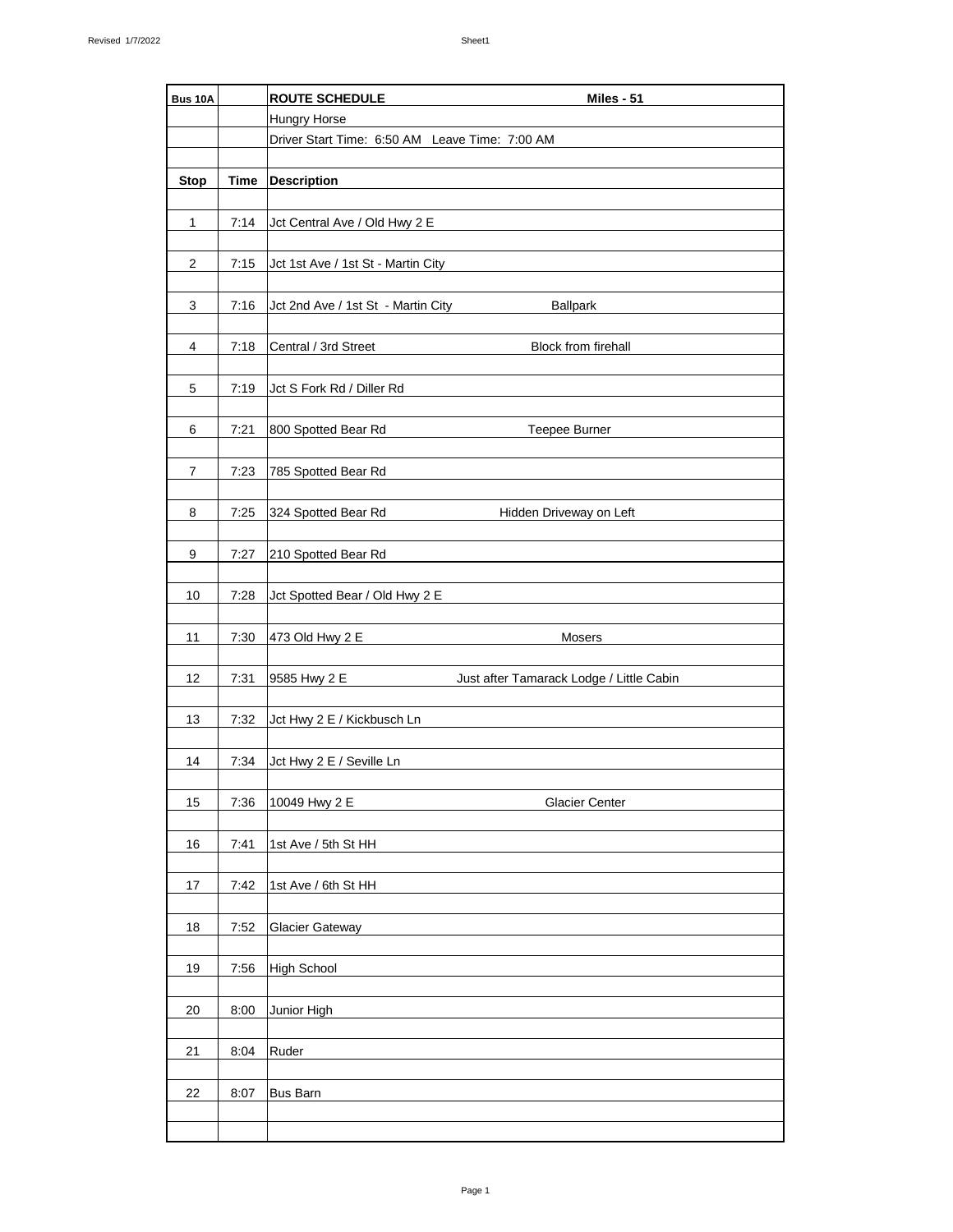| Bus 10A | | ROUTE SCHEDULE | Miles - 51 |
|---|---|---|---|
| | | Hungry Horse | |
| | | Driver Start Time: 6:50 AM Leave Time: 7:00 AM | |
| **Stop** | **Time** | **Description** | |
| 1 | 7:14 | Jct Central Ave / Old Hwy 2 E | |
| 2 | 7:15 | Jct 1st Ave / 1st St - Martin City | |
| 3 | 7:16 | Jct 2nd Ave / 1st St - Martin City | Ballpark |
| 4 | 7:18 | Central / 3rd Street | Block from firehall |
| 5 | 7:19 | Jct S Fork Rd / Diller Rd | |
| 6 | 7:21 | 800 Spotted Bear Rd | Teepee Burner |
| 7 | 7:23 | 785 Spotted Bear Rd | |
| 8 | 7:25 | 324 Spotted Bear Rd | Hidden Driveway on Left |
| 9 | 7:27 | 210 Spotted Bear Rd | |
| 10 | 7:28 | Jct Spotted Bear / Old Hwy 2 E | |
| 11 | 7:30 | 473 Old Hwy 2 E | Mosers |
| 12 | 7:31 | 9585 Hwy 2 E | Just after Tamarack Lodge / Little Cabin |
| 13 | 7:32 | Jct Hwy 2 E / Kickbusch Ln | |
| 14 | 7:34 | Jct Hwy 2 E / Seville Ln | |
| 15 | 7:36 | 10049 Hwy 2 E | Glacier Center |
| 16 | 7:41 | 1st Ave / 5th St HH | |
| 17 | 7:42 | 1st Ave / 6th St HH | |
| 18 | 7:52 | Glacier Gateway | |
| 19 | 7:56 | High School | |
| 20 | 8:00 | Junior High | |
| 21 | 8:04 | Ruder | |
| 22 | 8:07 | Bus Barn | |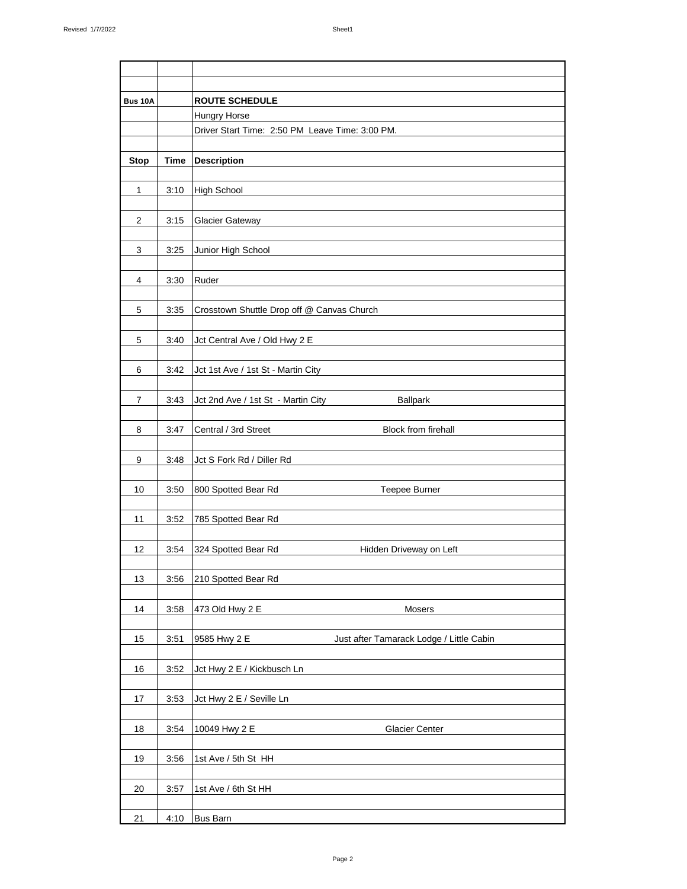| | | |
|---|---|---|
| **Bus 10A** | | **ROUTE SCHEDULE** |
| | | Hungry Horse |
| | | Driver Start Time: 2:50 PM Leave Time: 3:00 PM. |
| **Stop** | **Time** | **Description** |
| 1 | 3:10 | High School |
| 2 | 3:15 | Glacier Gateway |
| 3 | 3:25 | Junior High School |
| 4 | 3:30 | Ruder |
| 5 | 3:35 | Crosstown Shuttle Drop off @ Canvas Church |
| 5 | 3:40 | Jct Central Ave / Old Hwy 2 E |
| 6 | 3:42 | Jct 1st Ave / 1st St - Martin City |
| 7 | 3:43 | Jct 2nd Ave / 1st St - Martin City Ballpark |
| 8 | 3:47 | Central / 3rd Street Block from firehall |
| 9 | 3:48 | Jct S Fork Rd / Diller Rd |
| 10 | 3:50 | 800 Spotted Bear Rd Teepee Burner |
| 11 | 3:52 | 785 Spotted Bear Rd |
| 12 | 3:54 | 324 Spotted Bear Rd Hidden Driveway on Left |
| 13 | 3:56 | 210 Spotted Bear Rd |
| 14 | 3:58 | 473 Old Hwy 2 E Mosers |
| 15 | 3:51 | 9585 Hwy 2 E Just after Tamarack Lodge / Little Cabin |
| 16 | 3:52 | Jct Hwy 2 E / Kickbusch Ln |
| 17 | 3:53 | Jct Hwy 2 E / Seville Ln |
| 18 | 3:54 | 10049 Hwy 2 E Glacier Center |
| 19 | 3:56 | 1st Ave / 5th St HH |
| 20 | 3:57 | 1st Ave / 6th St HH |
| 21 | 4:10 | Bus Barn |